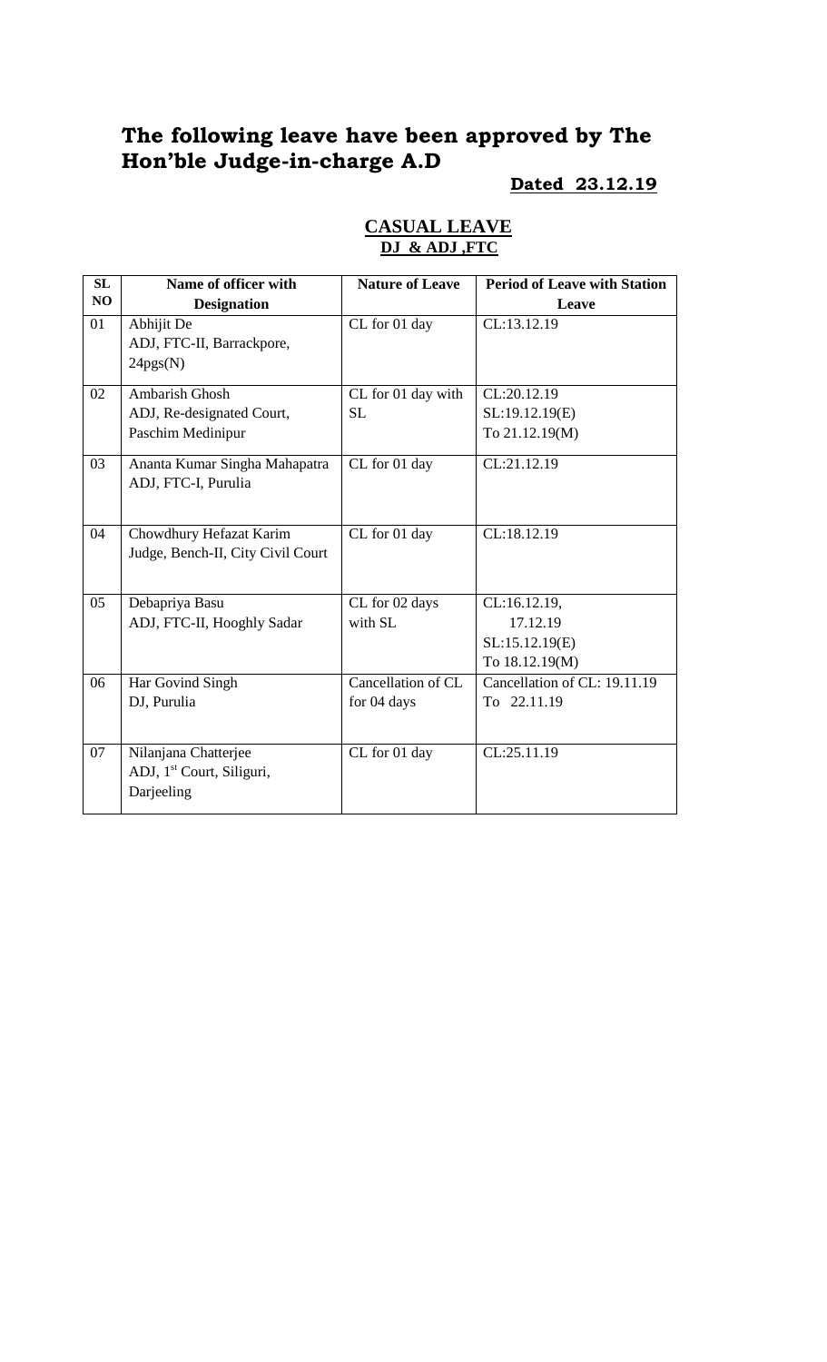# The following leave have been approved by The Hon'ble Judge-in-charge A.D

**Dated 23.12.19**

## CASUAL LEAVE
**DJ & ADJ ,FTC**

| SL NO | Name of officer with Designation | Nature of Leave | Period of Leave with Station Leave |
|---|---|---|---|
| 01 | Abhijit De<br>ADJ, FTC-II, Barrackpore, 24pgs(N) | CL for 01 day | CL:13.12.19 |
| 02 | Ambarish Ghosh<br>ADJ, Re-designated Court, Paschim Medinipur | CL for 01 day with SL | CL:20.12.19<br>SL:19.12.19(E)<br>To 21.12.19(M) |
| 03 | Ananta Kumar Singha Mahapatra<br>ADJ, FTC-I, Purulia | CL for 01 day | CL:21.12.19 |
| 04 | Chowdhury Hefazat Karim<br>Judge, Bench-II, City Civil Court | CL for 01 day | CL:18.12.19 |
| 05 | Debapriya Basu<br>ADJ, FTC-II, Hooghly Sadar | CL for 02 days with SL | CL:16.12.19,<br>17.12.19<br>SL:15.12.19(E)<br>To 18.12.19(M) |
| 06 | Har Govind Singh<br>DJ, Purulia | Cancellation of CL for 04 days | Cancellation of CL: 19.11.19<br>To 22.11.19 |
| 07 | Nilanjana Chatterjee<br>ADJ, 1st Court, Siliguri, Darjeeling | CL for 01 day | CL:25.11.19 |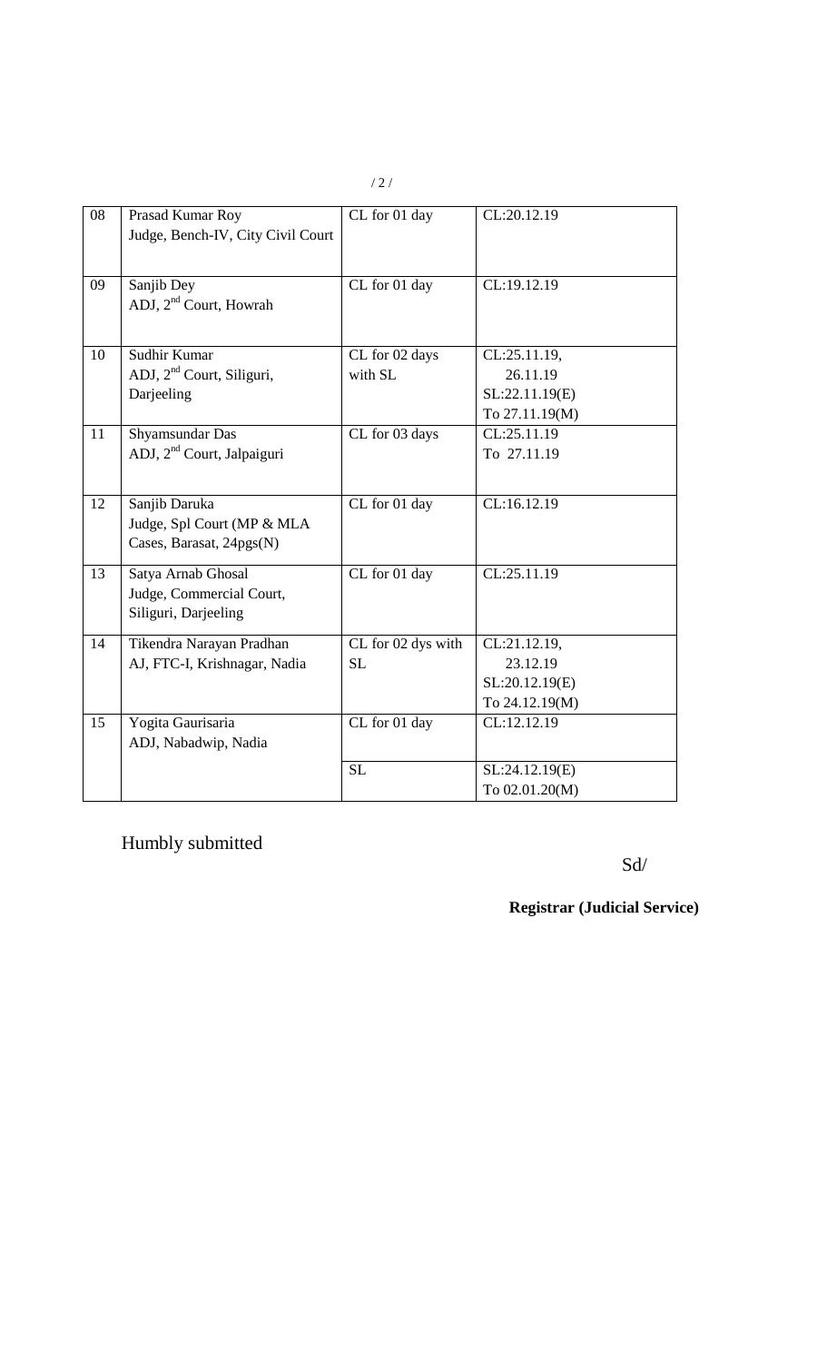| 08 | Prasad Kumar Roy<br>Judge, Bench-IV, City Civil Court | CL for 01 day | CL:20.12.19 |
|---|---|---|---|
| 09 | Sanjib Dey<br>ADJ, 2nd Court, Howrah | CL for 01 day | CL:19.12.19 |
| 10 | Sudhir Kumar<br>ADJ, 2nd Court, Siliguri, Darjeeling | CL for 02 days with SL | CL:25.11.19, 26.11.19<br>SL:22.11.19(E) To 27.11.19(M) |
| 11 | Shyamsundar Das<br>ADJ, 2nd Court, Jalpaiguri | CL for 03 days | CL:25.11.19 To 27.11.19 |
| 12 | Sanjib Daruka<br>Judge, Spl Court (MP & MLA Cases, Barasat, 24pgs(N) | CL for 01 day | CL:16.12.19 |
| 13 | Satya Arnab Ghosal<br>Judge, Commercial Court, Siliguri, Darjeeling | CL for 01 day | CL:25.11.19 |
| 14 | Tikendra Narayan Pradhan<br>AJ, FTC-I, Krishnagar, Nadia | CL for 02 dys with SL | CL:21.12.19, 23.12.19<br>SL:20.12.19(E) To 24.12.19(M) |
| 15 | Yogita Gaurisaria<br>ADJ, Nabadwip, Nadia | CL for 01 day | CL:12.12.19 |
| | | SL | SL:24.12.19(E) To 02.01.20(M) |

Humbly submitted

Sd/

**Registrar (Judicial Service)**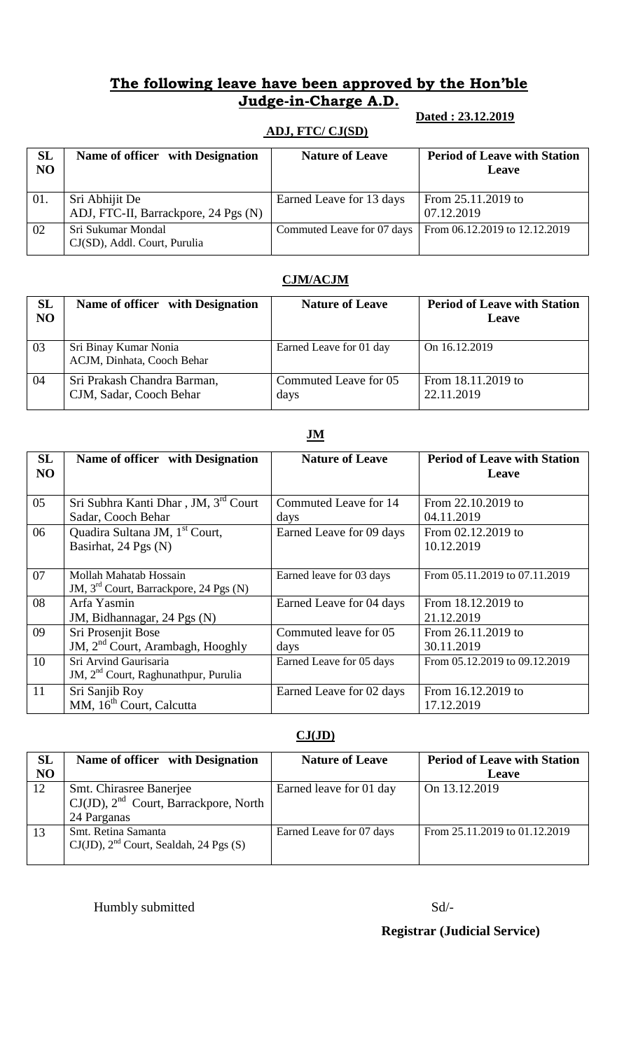# **The following leave have been approved by the Hon'ble Judge-in-Charge A.D.**

**Dated : 23.12.2019**

**ADJ, FTC/ CJ(SD)**

| SL NO | Name of officer with Designation | Nature of Leave | Period of Leave with Station Leave |
|---|---|---|---|
| 01. | Sri Abhijit De<br>ADJ, FTC-II, Barrackpore, 24 Pgs (N) | Earned Leave for 13 days | From 25.11.2019 to 07.12.2019 |
| 02 | Sri Sukumar Mondal<br>CJ(SD), Addl. Court, Purulia | Commuted Leave for 07 days | From 06.12.2019 to 12.12.2019 |

**CJM/ACJM**

| SL NO | Name of officer with Designation | Nature of Leave | Period of Leave with Station Leave |
|---|---|---|---|
| 03 | Sri Binay Kumar Nonia<br>ACJM, Dinhata, Cooch Behar | Earned Leave for 01 day | On 16.12.2019 |
| 04 | Sri Prakash Chandra Barman,<br>CJM, Sadar, Cooch Behar | Commuted Leave for 05 days | From 18.11.2019 to 22.11.2019 |

**JM**

| SL NO | Name of officer with Designation | Nature of Leave | Period of Leave with Station Leave |
|---|---|---|---|
| 05 | Sri Subhra Kanti Dhar , JM, 3rd Court Sadar, Cooch Behar | Commuted Leave for 14 days | From 22.10.2019 to 04.11.2019 |
| 06 | Quadira Sultana JM, 1st Court, Basirhat, 24 Pgs (N) | Earned Leave for 09 days | From 02.12.2019 to 10.12.2019 |
| 07 | Mollah Mahatab Hossain<br>JM, 3rd Court, Barrackpore, 24 Pgs (N) | Earned leave for 03 days | From 05.11.2019 to 07.11.2019 |
| 08 | Arfa Yasmin<br>JM, Bidhannagar, 24 Pgs (N) | Earned Leave for 04 days | From 18.12.2019 to 21.12.2019 |
| 09 | Sri Prosenjit Bose<br>JM, 2nd Court, Arambagh, Hooghly | Commuted leave for 05 days | From 26.11.2019 to 30.11.2019 |
| 10 | Sri Arvind Gaurisaria<br>JM, 2nd Court, Raghunathpur, Purulia | Earned Leave for 05 days | From 05.12.2019 to 09.12.2019 |
| 11 | Sri Sanjib Roy<br>MM, 16th Court, Calcutta | Earned Leave for 02 days | From 16.12.2019 to 17.12.2019 |

**CJ(JD)**

| SL NO | Name of officer with Designation | Nature of Leave | Period of Leave with Station Leave |
|---|---|---|---|
| 12 | Smt. Chirasree Banerjee<br>CJ(JD), 2nd Court, Barrackpore, North 24 Parganas | Earned leave for 01 day | On 13.12.2019 |
| 13 | Smt. Retina Samanta<br>CJ(JD), 2nd Court, Sealdah, 24 Pgs (S) | Earned Leave for 07 days | From 25.11.2019 to 01.12.2019 |

Humbly submitted

Sd/-

**Registrar (Judicial Service)**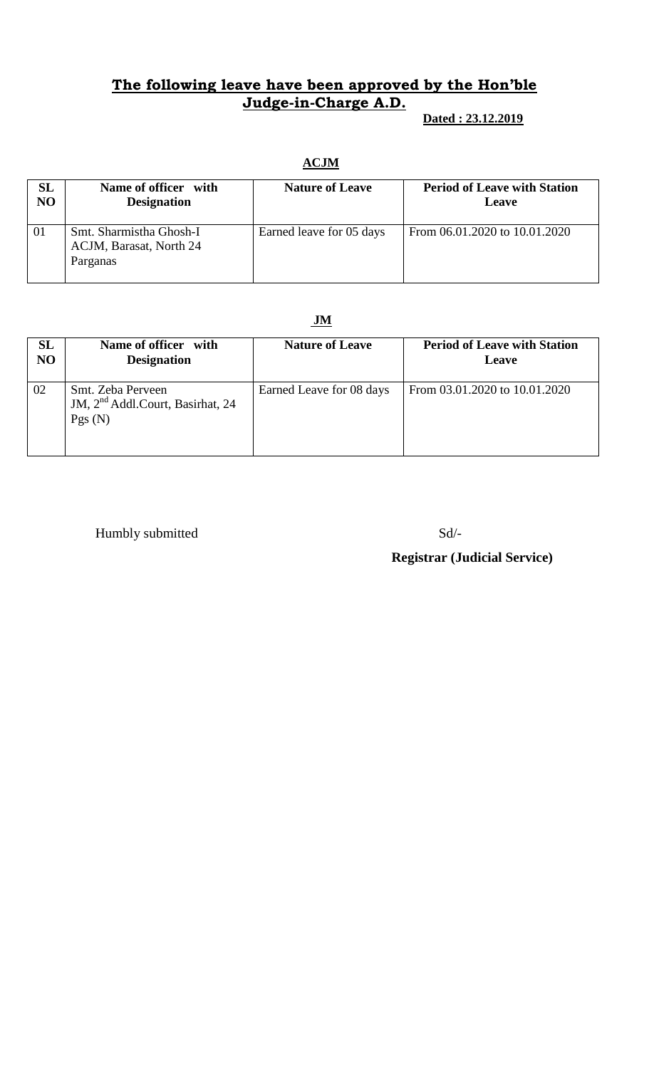## The following leave have been approved by the Hon'ble Judge-in-Charge A.D.

**Dated : 23.12.2019**

**ACJM**

| SL NO | Name of officer with Designation | Nature of Leave | Period of Leave with Station Leave |
|---|---|---|---|
| 01 | Smt. Sharmistha Ghosh-I ACJM, Barasat, North 24 Parganas | Earned leave for 05 days | From 06.01.2020 to 10.01.2020 |

**JM**

| SL NO | Name of officer with Designation | Nature of Leave | Period of Leave with Station Leave |
|---|---|---|---|
| 02 | Smt. Zeba Perveen JM, 2nd Addl.Court, Basirhat, 24 Pgs (N) | Earned Leave for 08 days | From 03.01.2020 to 10.01.2020 |

Humbly submitted

Sd/-

**Registrar (Judicial Service)**